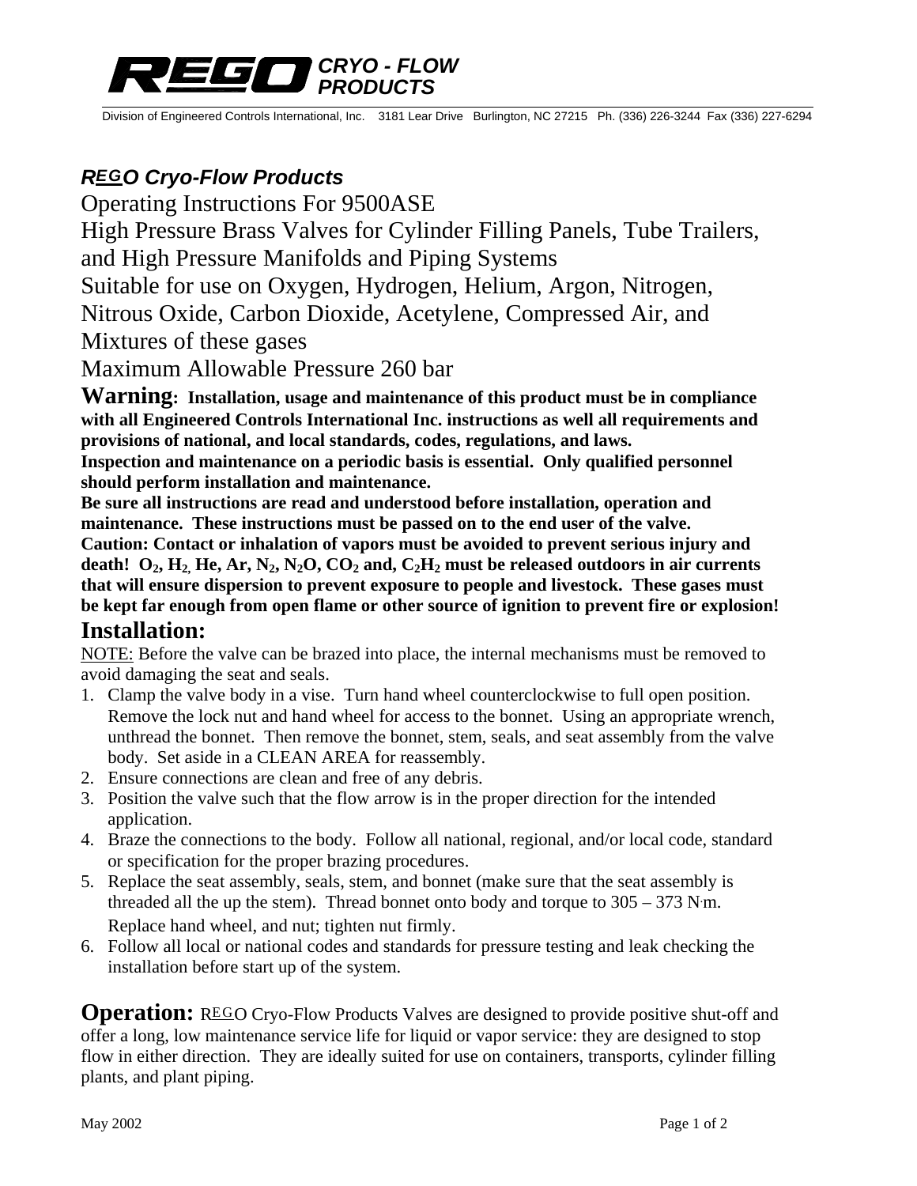**REGO CRYO - FLOW PRODUCTS**

Division of Engineered Controls International, Inc. 3181 Lear Drive Burlington, NC 27215 Ph. (336) 226-3244 Fax (336) 227-6294

***REGO Cryo-Flow Products***

# Operating Instructions For 9500ASE

High Pressure Brass Valves for Cylinder Filling Panels, Tube Trailers, and High Pressure Manifolds and Piping Systems

Suitable for use on Oxygen, Hydrogen, Helium, Argon, Nitrogen, Nitrous Oxide, Carbon Dioxide, Acetylene, Compressed Air, and Mixtures of these gases

Maximum Allowable Pressure 260 bar

**Warning: Installation, usage and maintenance of this product must be in compliance with all Engineered Controls International Inc. instructions as well all requirements and provisions of national, and local standards, codes, regulations, and laws.**

**Inspection and maintenance on a periodic basis is essential. Only qualified personnel should perform installation and maintenance.**

**Be sure all instructions are read and understood before installation, operation and maintenance. These instructions must be passed on to the end user of the valve.**

**Caution: Contact or inhalation of vapors must be avoided to prevent serious injury and death! $O_2$, $H_2$, He, Ar, $N_2$, $N_2O$, $CO_2$ and, $C_2H_2$ must be released outdoors in air currents that will ensure dispersion to prevent exposure to people and livestock. These gases must be kept far enough from open flame or other source of ignition to prevent fire or explosion!**

## Installation:

NOTE: Before the valve can be brazed into place, the internal mechanisms must be removed to avoid damaging the seat and seals.

1. Clamp the valve body in a vise. Turn hand wheel counterclockwise to full open position. Remove the lock nut and hand wheel for access to the bonnet. Using an appropriate wrench, unthread the bonnet. Then remove the bonnet, stem, seals, and seat assembly from the valve body. Set aside in a CLEAN AREA for reassembly.
2. Ensure connections are clean and free of any debris.
3. Position the valve such that the flow arrow is in the proper direction for the intended application.
4. Braze the connections to the body. Follow all national, regional, and/or local code, standard or specification for the proper brazing procedures.
5. Replace the seat assembly, seals, stem, and bonnet (make sure that the seat assembly is threaded all the up the stem). Thread bonnet onto body and torque to 305 – 373 N·m. Replace hand wheel, and nut; tighten nut firmly.
6. Follow all local or national codes and standards for pressure testing and leak checking the installation before start up of the system.

**Operation:** REGO Cryo-Flow Products Valves are designed to provide positive shut-off and offer a long, low maintenance service life for liquid or vapor service: they are designed to stop flow in either direction. They are ideally suited for use on containers, transports, cylinder filling plants, and plant piping.

May 2002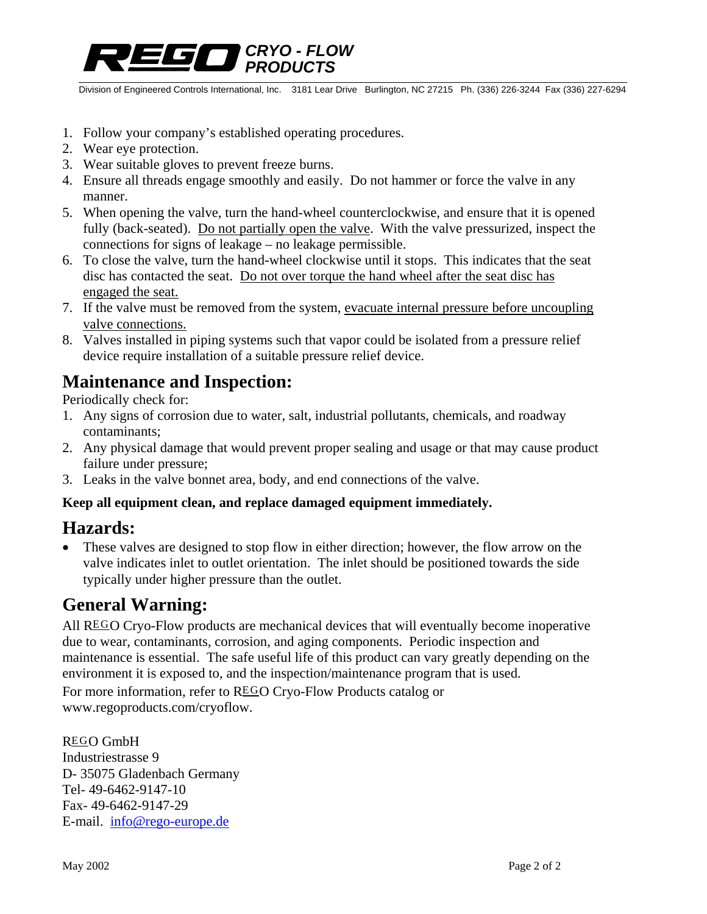1. Follow your company's established operating procedures.
2. Wear eye protection.
3. Wear suitable gloves to prevent freeze burns.
4. Ensure all threads engage smoothly and easily. Do not hammer or force the valve in any manner.
5. When opening the valve, turn the hand-wheel counterclockwise, and ensure that it is opened fully (back-seated). Do not partially open the valve. With the valve pressurized, inspect the connections for signs of leakage – no leakage permissible.
6. To close the valve, turn the hand-wheel clockwise until it stops. This indicates that the seat disc has contacted the seat. Do not over torque the hand wheel after the seat disc has engaged the seat.
7. If the valve must be removed from the system, evacuate internal pressure before uncoupling valve connections.
8. Valves installed in piping systems such that vapor could be isolated from a pressure relief device require installation of a suitable pressure relief device.

## Maintenance and Inspection:

Periodically check for:

1. Any signs of corrosion due to water, salt, industrial pollutants, chemicals, and roadway contaminants;
2. Any physical damage that would prevent proper sealing and usage or that may cause product failure under pressure;
3. Leaks in the valve bonnet area, body, and end connections of the valve.

**Keep all equipment clean, and replace damaged equipment immediately.**

## Hazards:

- These valves are designed to stop flow in either direction; however, the flow arrow on the valve indicates inlet to outlet orientation. The inlet should be positioned towards the side typically under higher pressure than the outlet.

## General Warning:

All REGO Cryo-Flow products are mechanical devices that will eventually become inoperative due to wear, contaminants, corrosion, and aging components. Periodic inspection and maintenance is essential. The safe useful life of this product can vary greatly depending on the environment it is exposed to, and the inspection/maintenance program that is used.

For more information, refer to REGO Cryo-Flow Products catalog or www.regoproducts.com/cryoflow.

REGO GmbH
Industriestrasse 9
D- 35075 Gladenbach Germany
Tel- 49-6462-9147-10
Fax- 49-6462-9147-29
E-mail. info@rego-europe.de

May 2002